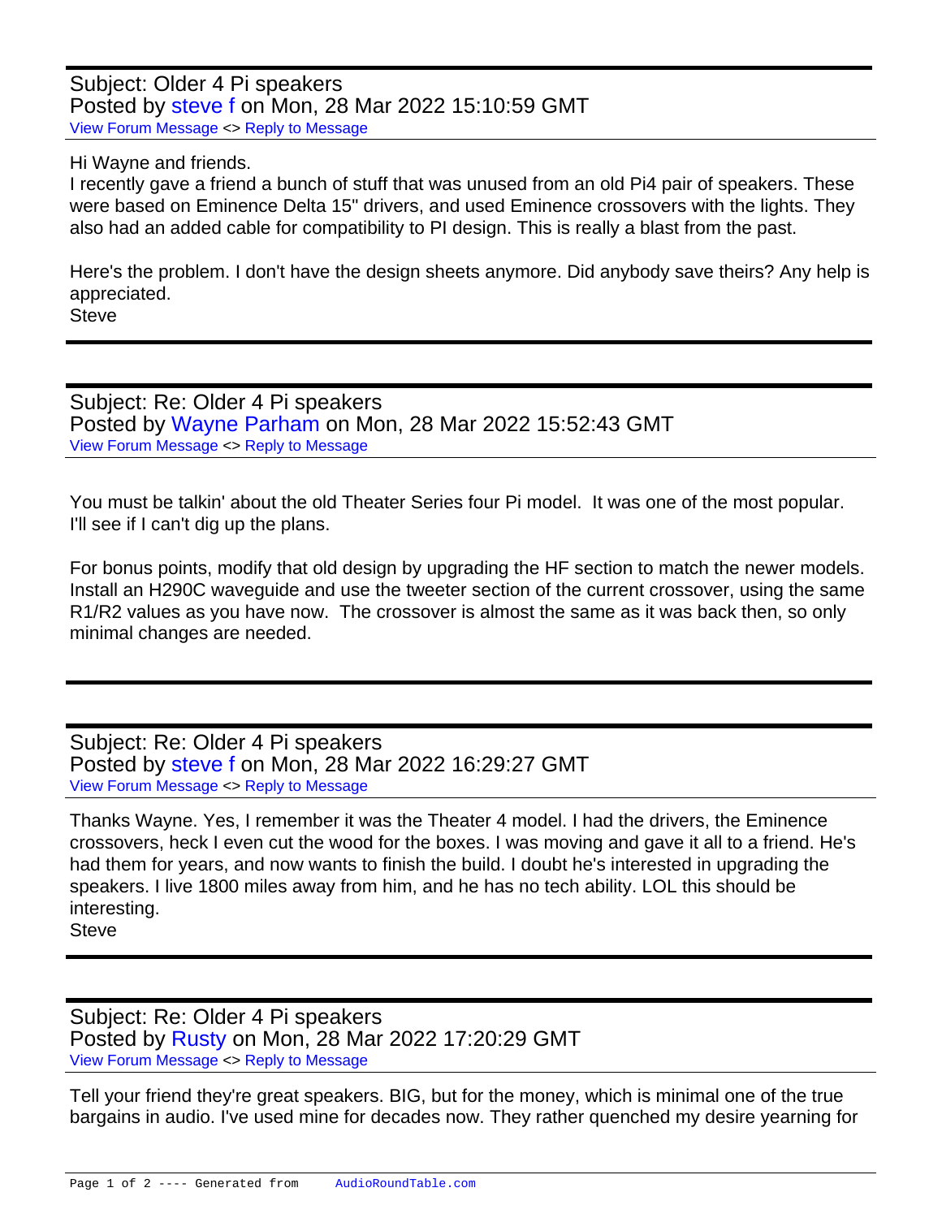Subject: Older 4 Pi speakers
Posted by steve f on Mon, 28 Mar 2022 15:10:59 GMT
View Forum Message <> Reply to Message

Hi Wayne and friends.
I recently gave a friend a bunch of stuff that was unused from an old Pi4 pair of speakers. These were based on Eminence Delta 15" drivers, and used Eminence crossovers with the lights. They also had an added cable for compatibility to PI design. This is really a blast from the past.

Here's the problem. I don't have the design sheets anymore. Did anybody save theirs? Any help is appreciated.
Steve

---

Subject: Re: Older 4 Pi speakers
Posted by Wayne Parham on Mon, 28 Mar 2022 15:52:43 GMT
View Forum Message <> Reply to Message

You must be talkin' about the old Theater Series four Pi model. It was one of the most popular. I'll see if I can't dig up the plans.

For bonus points, modify that old design by upgrading the HF section to match the newer models. Install an H290C waveguide and use the tweeter section of the current crossover, using the same R1/R2 values as you have now. The crossover is almost the same as it was back then, so only minimal changes are needed.

---

Subject: Re: Older 4 Pi speakers
Posted by steve f on Mon, 28 Mar 2022 16:29:27 GMT
View Forum Message <> Reply to Message

Thanks Wayne. Yes, I remember it was the Theater 4 model. I had the drivers, the Eminence crossovers, heck I even cut the wood for the boxes. I was moving and gave it all to a friend. He's had them for years, and now wants to finish the build. I doubt he's interested in upgrading the speakers. I live 1800 miles away from him, and he has no tech ability. LOL this should be interesting.
Steve

---

Subject: Re: Older 4 Pi speakers
Posted by Rusty on Mon, 28 Mar 2022 17:20:29 GMT
View Forum Message <> Reply to Message

Tell your friend they're great speakers. BIG, but for the money, which is minimal one of the true bargains in audio. I've used mine for decades now. They rather quenched my desire yearning for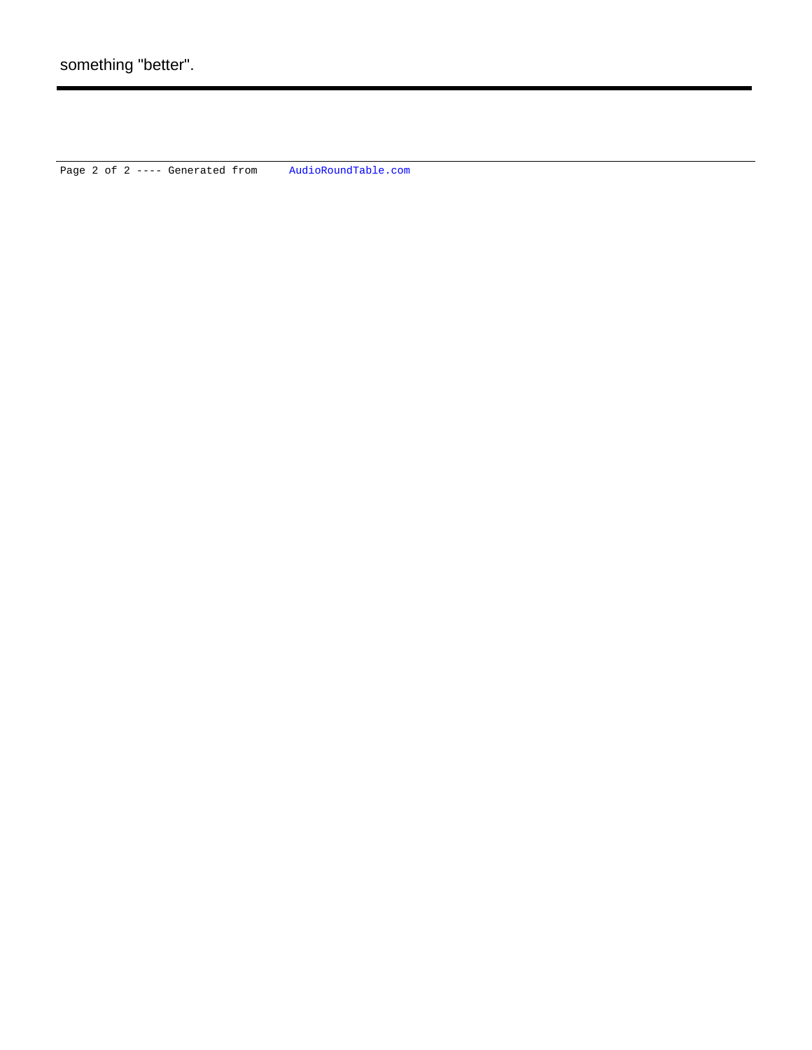something "better".

---